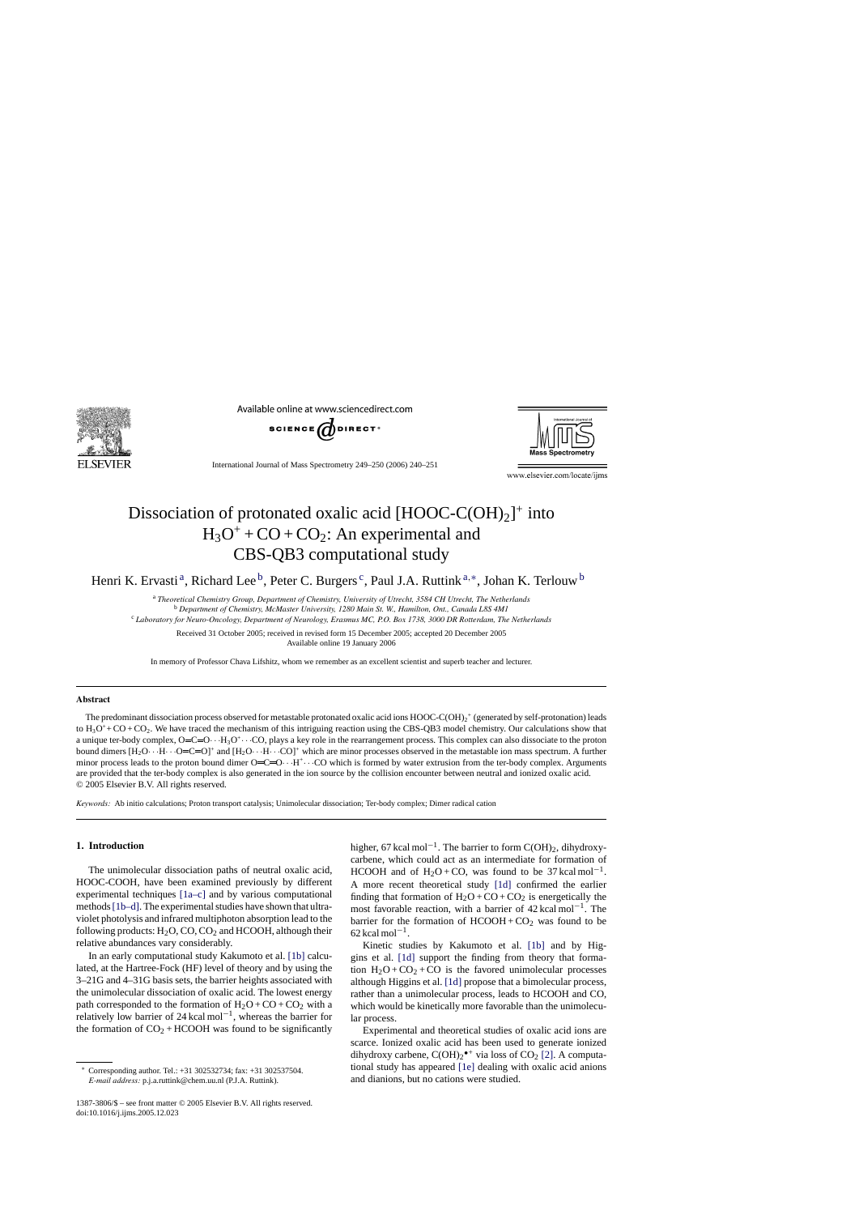# Dissociation of protonated oxalic acid $[HOOC\text{-}C(OH)_2]^+$ into $H_3O^+ + CO + CO_2$: An experimental and CBS-QB3 computational study

Henri K. Ervasti [a], Richard Lee [b], Peter C. Burgers [c], Paul J.A. Ruttink [a,*], Johan K. Terlouw [b]

[a] *Theoretical Chemistry Group, Department of Chemistry, University of Utrecht, 3584 CH Utrecht, The Netherlands*

[b] *Department of Chemistry, McMaster University, 1280 Main St. W., Hamilton, Ont., Canada L8S 4M1*

[c] *Laboratory for Neuro-Oncology, Department of Neurology, Erasmus MC, P.O. Box 1738, 3000 DR Rotterdam, The Netherlands*

Received 31 October 2005; received in revised form 15 December 2005; accepted 20 December 2005

Available online 19 January 2006

In memory of Professor Chava Lifshitz, whom we remember as an excellent scientist and superb teacher and lecturer.

## Abstract

The predominant dissociation process observed for metastable protonated oxalic acid ions $HOOC\text{-}C(OH)_2^+$ (generated by self-protonation) leads to $H_3O^+ + CO + CO_2$. We have traced the mechanism of this intriguing reaction using the CBS-QB3 model chemistry. Our calculations show that a unique ter-body complex, $O{=}C{=}O\cdots H_3O^+\cdots CO$, plays a key role in the rearrangement process. This complex can also dissociate to the proton bound dimers $[H_2O\cdots H\cdots O{=}C{=}O]^+$ and $[H_2O\cdots H\cdots CO]^+$ which are minor processes observed in the metastable ion mass spectrum. A further minor process leads to the proton bound dimer $O{=}C{=}O\cdots H^+\cdots CO$ which is formed by water extrusion from the ter-body complex. Arguments are provided that the ter-body complex is also generated in the ion source by the collision encounter between neutral and ionized oxalic acid.

© 2005 Elsevier B.V. All rights reserved.

*Keywords:* Ab initio calculations; Proton transport catalysis; Unimolecular dissociation; Ter-body complex; Dimer radical cation

## 1. Introduction

The unimolecular dissociation paths of neutral oxalic acid, HOOC-COOH, have been examined previously by different experimental techniques [1a–c] and by various computational methods [1b–d]. The experimental studies have shown that ultraviolet photolysis and infrared multiphoton absorption lead to the following products: $H_2O$, CO, $CO_2$ and HCOOH, although their relative abundances vary considerably.

In an early computational study Kakumoto et al. [1b] calculated, at the Hartree-Fock (HF) level of theory and by using the 3–21G and 4–31G basis sets, the barrier heights associated with the unimolecular dissociation of oxalic acid. The lowest energy path corresponded to the formation of $H_2O + CO + CO_2$ with a relatively low barrier of 24 kcal $mol^{-1}$, whereas the barrier for the formation of $CO_2$ + HCOOH was found to be significantly higher, 67 kcal $mol^{-1}$. The barrier to form $C(OH)_2$, dihydroxycarbene, which could act as an intermediate for formation of HCOOH and of $H_2O$ + CO, was found to be 37 kcal $mol^{-1}$. A more recent theoretical study [1d] confirmed the earlier finding that formation of $H_2O + CO + CO_2$ is energetically the most favorable reaction, with a barrier of 42 kcal $mol^{-1}$. The barrier for the formation of HCOOH + $CO_2$ was found to be 62 kcal $mol^{-1}$.

Kinetic studies by Kakumoto et al. [1b] and by Higgins et al. [1d] support the finding from theory that formation $H_2O + CO_2 + CO$ is the favored unimolecular processes although Higgins et al. [1d] propose that a bimolecular process, rather than a unimolecular process, leads to HCOOH and CO, which would be kinetically more favorable than the unimolecular process.

Experimental and theoretical studies of oxalic acid ions are scarce. Ionized oxalic acid has been used to generate ionized dihydroxy carbene, $C(OH)_2^{\bullet+}$ via loss of $CO_2$ [2]. A computational study has appeared [1e] dealing with oxalic acid anions and dianions, but no cations were studied.

---

* Corresponding author. Tel.: +31 302532734; fax: +31 302537504.
*E-mail address:* p.j.a.ruttink@chem.uu.nl (P.J.A. Ruttink).

1387-3806/$ – see front matter © 2005 Elsevier B.V. All rights reserved.
doi:10.1016/j.ijms.2005.12.023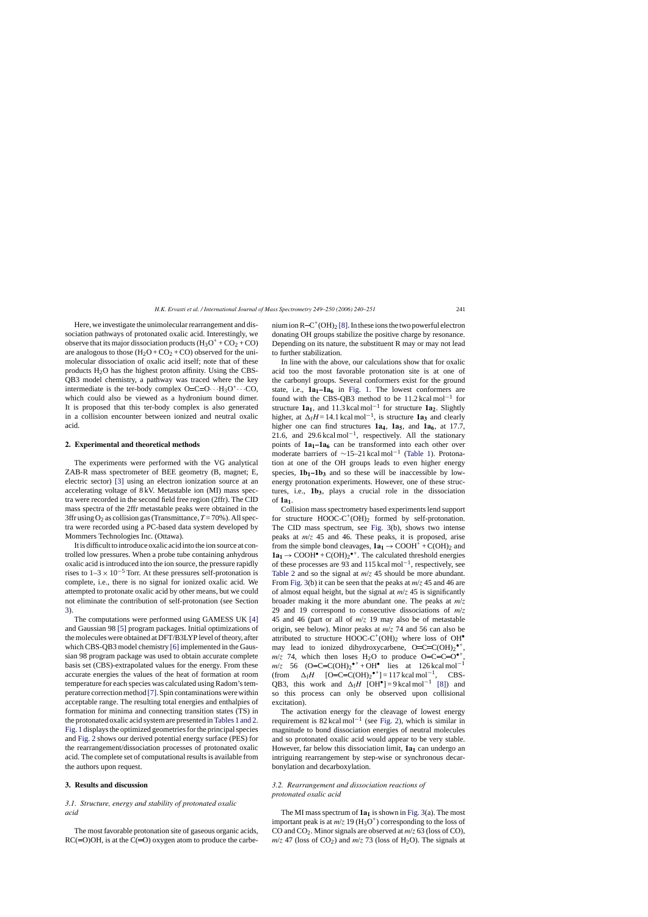Here, we investigate the unimolecular rearrangement and dissociation pathways of protonated oxalic acid. Interestingly, we observe that its major dissociation products ($H_3O^+ + CO_2 + CO$) are analogous to those ($H_2O + CO_2 + CO$) observed for the unimolecular dissociation of oxalic acid itself; note that of these products $H_2O$ has the highest proton affinity. Using the CBS-QB3 model chemistry, a pathway was traced where the key intermediate is the ter-body complex $O{=}C{=}O\cdots H_3O^+\cdots CO$, which could also be viewed as a hydronium bound dimer. It is proposed that this ter-body complex is also generated in a collision encounter between ionized and neutral oxalic acid.

## 2. Experimental and theoretical methods

The experiments were performed with the VG analytical ZAB-R mass spectrometer of BEE geometry (B, magnet; E, electric sector) [3] using an electron ionization source at an accelerating voltage of 8 kV. Metastable ion (MI) mass spectra were recorded in the second field free region (2ffr). The CID mass spectra of the 2ffr metastable peaks were obtained in the 3ffr using $O_2$ as collision gas (Transmittance, $T = 70\%$). All spectra were recorded using a PC-based data system developed by Mommers Technologies Inc. (Ottawa).

It is difficult to introduce oxalic acid into the ion source at controlled low pressures. When a probe tube containing anhydrous oxalic acid is introduced into the ion source, the pressure rapidly rises to $1\text{–}3 \times 10^{-5}$ Torr. At these pressures self-protonation is complete, i.e., there is no signal for ionized oxalic acid. We attempted to protonate oxalic acid by other means, but we could not eliminate the contribution of self-protonation (see Section 3).

The computations were performed using GAMESS UK [4] and Gaussian 98 [5] program packages. Initial optimizations of the molecules were obtained at DFT/B3LYP level of theory, after which CBS-QB3 model chemistry [6] implemented in the Gaussian 98 program package was used to obtain accurate complete basis set (CBS)-extrapolated values for the energy. From these accurate energies the values of the heat of formation at room temperature for each species was calculated using Radom's temperature correction method [7]. Spin contaminations were within acceptable range. The resulting total energies and enthalpies of formation for minima and connecting transition states (TS) in the protonated oxalic acid system are presented in Tables 1 and 2. Fig. 1 displays the optimized geometries for the principal species and Fig. 2 shows our derived potential energy surface (PES) for the rearrangement/dissociation processes of protonated oxalic acid. The complete set of computational results is available from the authors upon request.

## 3. Results and discussion

### 3.1. Structure, energy and stability of protonated oxalic acid

The most favorable protonation site of gaseous organic acids, $RC({=}O)OH$, is at the $C({=}O)$ oxygen atom to produce the carbenium ion $R{-}C^+(OH)_2$ [8]. In these ions the two powerful electron donating OH groups stabilize the positive charge by resonance. Depending on its nature, the substituent R may or may not lead to further stabilization.

In line with the above, our calculations show that for oxalic acid too the most favorable protonation site is at one of the carbonyl groups. Several conformers exist for the ground state, i.e., **$1a_1$–$1a_6$** in Fig. 1. The lowest conformers are found with the CBS-QB3 method to be 11.2 kcal mol$^{-1}$ for structure **$1a_1$**, and 11.3 kcal mol$^{-1}$ for structure **$1a_2$**. Slightly higher, at $\Delta_f H = 14.1$ kcal mol$^{-1}$, is structure **$1a_3$** and clearly higher one can find structures **$1a_4$**, **$1a_5$**, and **$1a_6$**, at 17.7, 21.6, and 29.6 kcal mol$^{-1}$, respectively. All the stationary points of **$1a_1$–$1a_6$** can be transformed into each other over moderate barriers of ∼15–21 kcal mol$^{-1}$ (Table 1). Protonation at one of the OH groups leads to even higher energy species, **$1b_1$–$1b_3$** and so these will be inaccessible by low-energy protonation experiments. However, one of these structures, i.e., **$1b_3$**, plays a crucial role in the dissociation of **$1a_1$**.

Collision mass spectrometry based experiments lend support for structure $HOOC\text{-}C^+(OH)_2$ formed by self-protonation. The CID mass spectrum, see Fig. 3(b), shows two intense peaks at $m/z$ 45 and 46. These peaks, it is proposed, arise from the simple bond cleavages, **$1a_1$** $\rightarrow COOH^+ + C(OH)_2$ and **$1a_1$** $\rightarrow COOH^\bullet + C(OH)_2^{\bullet+}$. The calculated threshold energies of these processes are 93 and 115 kcal mol$^{-1}$, respectively, see Table 2 and so the signal at $m/z$ 45 should be more abundant. From Fig. 3(b) it can be seen that the peaks at $m/z$ 45 and 46 are of almost equal height, but the signal at $m/z$ 45 is significantly broader making it the more abundant one. The peaks at $m/z$ 29 and 19 correspond to consecutive dissociations of $m/z$ 45 and 46 (part or all of $m/z$ 19 may also be of metastable origin, see below). Minor peaks at $m/z$ 74 and 56 can also be attributed to structure $HOOC\text{-}C^+(OH)_2$ where loss of $OH^\bullet$ may lead to ionized dihydroxycarbene, $O{=}C{=}C(OH)_2^{\bullet+}$, $m/z$ 74, which then loses $H_2O$ to produce $O{=}C{=}C{=}O^{\bullet+}$, $m/z$ 56 ($O{=}C{=}C(OH)_2^{\bullet+} + OH^\bullet$ lies at 126 kcal mol$^{-1}$ (from $\Delta_f H$ $[O{=}C{=}C(OH)_2^{\bullet+}] = 117$ kcal mol$^{-1}$, CBS-QB3, this work and $\Delta_f H$ $[OH^\bullet] = 9$ kcal mol$^{-1}$ [8]) and so this process can only be observed upon collisional excitation).

The activation energy for the cleavage of lowest energy requirement is 82 kcal mol$^{-1}$ (see Fig. 2), which is similar in magnitude to bond dissociation energies of neutral molecules and so protonated oxalic acid would appear to be very stable. However, far below this dissociation limit, **$1a_1$** can undergo an intriguing rearrangement by step-wise or synchronous decarbonylation and decarboxylation.

### 3.2. Rearrangement and dissociation reactions of protonated oxalic acid

The MI mass spectrum of **$1a_1$** is shown in Fig. 3(a). The most important peak is at $m/z$ 19 ($H_3O^+$) corresponding to the loss of CO and $CO_2$. Minor signals are observed at $m/z$ 63 (loss of CO), $m/z$ 47 (loss of $CO_2$) and $m/z$ 73 (loss of $H_2O$). The signals at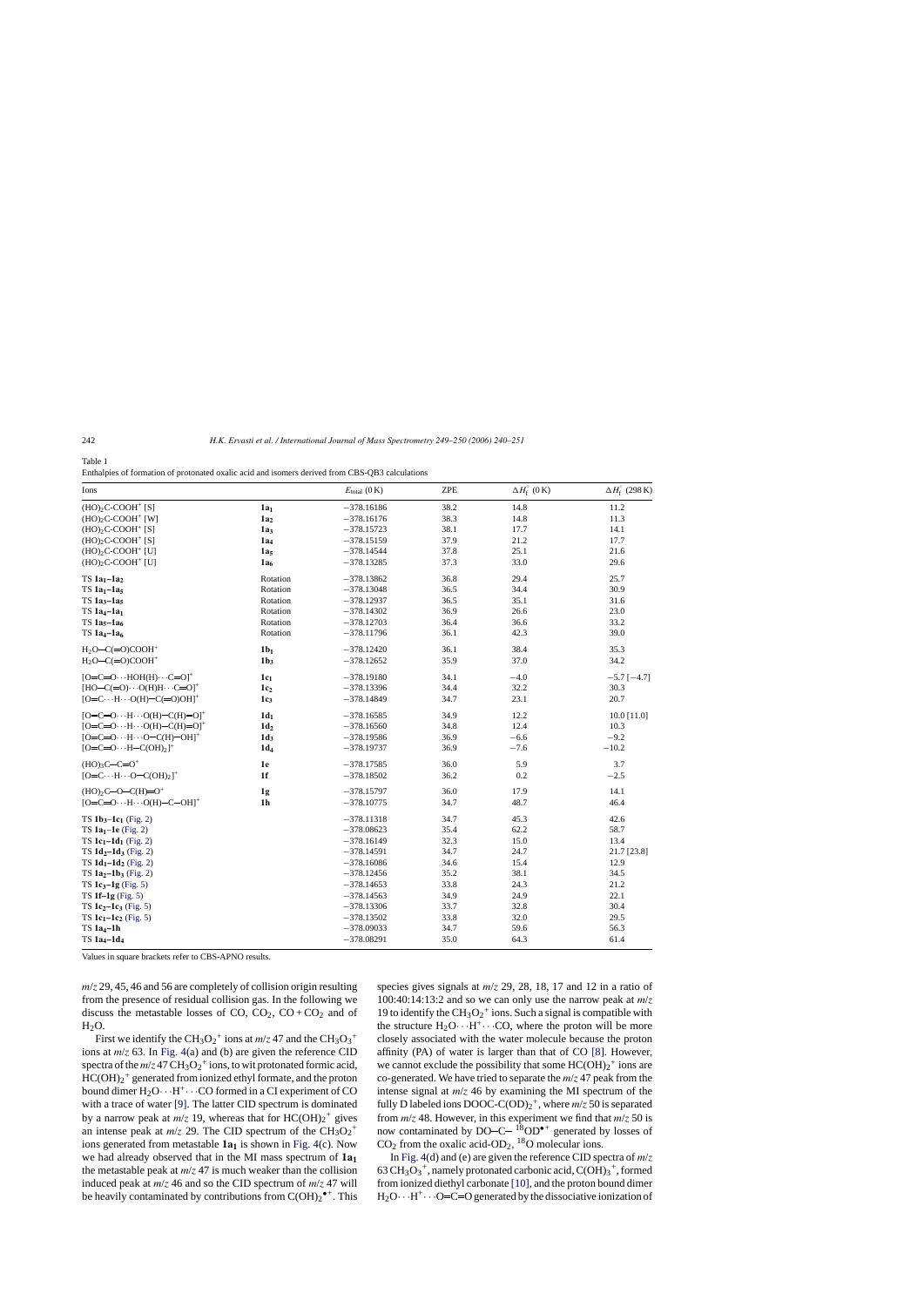Table 1
Enthalpies of formation of protonated oxalic acid and isomers derived from CBS-QB3 calculations

| Ions | | $E_{total}$ (0 K) | ZPE | $\Delta H_f^{\circ}$ (0 K) | $\Delta H_f^{\circ}$ (298 K) |
|---|---|---|---|---|---|
| $(HO)_2C\text{-}COOH^+$ [S] | **1a₁** | −378.16186 | 38.2 | 14.8 | 11.2 |
| $(HO)_2C\text{-}COOH^+$ [W] | **1a₂** | −378.16176 | 38.3 | 14.8 | 11.3 |
| $(HO)_2C\text{-}COOH^+$ [S] | **1a₃** | −378.15723 | 38.1 | 17.7 | 14.1 |
| $(HO)_2C\text{-}COOH^+$ [S] | **1a₄** | −378.15159 | 37.9 | 21.2 | 17.7 |
| $(HO)_2C\text{-}COOH^+$ [U] | **1a₅** | −378.14544 | 37.8 | 25.1 | 21.6 |
| $(HO)_2C\text{-}COOH^+$ [U] | **1a₆** | −378.13285 | 37.3 | 33.0 | 29.6 |
| TS **1a₁–1a₂** | Rotation | −378.13862 | 36.8 | 29.4 | 25.7 |
| TS **1a₁–1a₅** | Rotation | −378.13048 | 36.5 | 34.4 | 30.9 |
| TS **1a₃–1a₅** | Rotation | −378.12937 | 36.5 | 35.1 | 31.6 |
| TS **1a₄–1a₁** | Rotation | −378.14302 | 36.9 | 26.6 | 23.0 |
| TS **1a₅–1a₆** | Rotation | −378.12703 | 36.4 | 36.6 | 33.2 |
| TS **1a₄–1a₆** | Rotation | −378.11796 | 36.1 | 42.3 | 39.0 |
| $H_2O{-}C({=}O)COOH^+$ | **1b₁** | −378.12420 | 36.1 | 38.4 | 35.3 |
| $H_2O{-}C({=}O)COOH^+$ | **1b₃** | −378.12652 | 35.9 | 37.0 | 34.2 |
| $[O{=}C{=}O\cdots HOH(H)\cdots C{=}O]^+$ | **1c₁** | −378.19180 | 34.1 | −4.0 | −5.7 [−4.7] |
| $[HO{-}C({=}O)\cdots O(H)H\cdots C{=}O]^+$ | **1c₂** | −378.13396 | 34.4 | 32.2 | 30.3 |
| $[O{=}C\cdots H\cdots O(H){-}C({=}O)OH]^+$ | **1c₃** | −378.14849 | 34.7 | 23.1 | 20.7 |
| $[O{=}C{=}O\cdots H\cdots O(H){-}C(H){=}O]^+$ | **1d₁** | −378.16585 | 34.9 | 12.2 | 10.0 [11.0] |
| $[O{=}C{=}O\cdots H\cdots O(H){-}C(H){=}O]^+$ | **1d₂** | −378.16560 | 34.8 | 12.4 | 10.3 |
| $[O{=}C{=}O\cdots H\cdots O{-}C(H){-}OH]^+$ | **1d₃** | −378.19586 | 36.9 | −6.6 | −9.2 |
| $[O{=}C{=}O\cdots H{-}C(OH)_2]^+$ | **1d₄** | −378.19737 | 36.9 | −7.6 | −10.2 |
| $(HO)_3C{-}C{=}O^+$ | **1e** | −378.17585 | 36.0 | 5.9 | 3.7 |
| $[O{=}C\cdots H\cdots O{-}C(OH)_2]^+$ | **1f** | −378.18502 | 36.2 | 0.2 | −2.5 |
| $(HO)_2C{-}O{-}C(H){=}O^+$ | **1g** | −378.15797 | 36.0 | 17.9 | 14.1 |
| $[O{=}C{=}O\cdots H\cdots O(H){-}C{-}OH]^+$ | **1h** | −378.10775 | 34.7 | 48.7 | 46.4 |
| TS **1b₃–1c₁** (Fig. 2) | | −378.11318 | 34.7 | 45.3 | 42.6 |
| TS **1a₁–1e** (Fig. 2) | | −378.08623 | 35.4 | 62.2 | 58.7 |
| TS **1c₁–1d₁** (Fig. 2) | | −378.16149 | 32.3 | 15.0 | 13.4 |
| TS **1d₂–1d₃** (Fig. 2) | | −378.14591 | 34.7 | 24.7 | 21.7 [23.8] |
| TS **1d₁–1d₂** (Fig. 2) | | −378.16086 | 34.6 | 15.4 | 12.9 |
| TS **1a₂–1b₃** (Fig. 2) | | −378.12456 | 35.2 | 38.1 | 34.5 |
| TS **1c₃–1g** (Fig. 5) | | −378.14653 | 33.8 | 24.3 | 21.2 |
| TS **1f–1g** (Fig. 5) | | −378.14563 | 34.9 | 24.9 | 22.1 |
| TS **1c₂–1c₃** (Fig. 5) | | −378.13306 | 33.7 | 32.8 | 30.4 |
| TS **1c₁–1c₂** (Fig. 5) | | −378.13502 | 33.8 | 32.0 | 29.5 |
| TS **1a₄–1h** | | −378.09033 | 34.7 | 59.6 | 56.3 |
| TS **1a₄–1d₄** | | −378.08291 | 35.0 | 64.3 | 61.4 |

Values in square brackets refer to CBS-APNO results.

*m*/*z* 29, 45, 46 and 56 are completely of collision origin resulting from the presence of residual collision gas. In the following we discuss the metastable losses of CO, $CO_2$, CO + $CO_2$ and of $H_2O$.

First we identify the $CH_3O_2^+$ ions at *m*/*z* 47 and the $CH_3O_3^+$ ions at *m*/*z* 63. In Fig. 4(a) and (b) are given the reference CID spectra of the *m*/*z* 47 $CH_3O_2^+$ ions, to wit protonated formic acid, $HC(OH)_2^+$ generated from ionized ethyl formate, and the proton bound dimer $H_2O\cdots H^+\cdots CO$ formed in a CI experiment of CO with a trace of water [9]. The latter CID spectrum is dominated by a narrow peak at *m*/*z* 19, whereas that for $HC(OH)_2^+$ gives an intense peak at *m*/*z* 29. The CID spectrum of the $CH_3O_2^+$ ions generated from metastable **1a₁** is shown in Fig. 4(c). Now we had already observed that in the MI mass spectrum of **1a₁** the metastable peak at *m*/*z* 47 is much weaker than the collision induced peak at *m*/*z* 46 and so the CID spectrum of *m*/*z* 47 will be heavily contaminated by contributions from $C(OH)_2^{\bullet+}$. This species gives signals at *m*/*z* 29, 28, 18, 17 and 12 in a ratio of 100:40:14:13:2 and so we can only use the narrow peak at *m*/*z* 19 to identify the $CH_3O_2^+$ ions. Such a signal is compatible with the structure $H_2O\cdots H^+\cdots CO$, where the proton will be more closely associated with the water molecule because the proton affinity (PA) of water is larger than that of CO [8]. However, we cannot exclude the possibility that some $HC(OH)_2^+$ ions are co-generated. We have tried to separate the *m*/*z* 47 peak from the intense signal at *m*/*z* 46 by examining the MI spectrum of the fully D labeled ions DOOC-C$(OD)_2^+$, where *m*/*z* 50 is separated from *m*/*z* 48. However, in this experiment we find that *m*/*z* 50 is now contaminated by DO–C–$^{18}OD^{\bullet+}$ generated by losses of $CO_2$ from the oxalic acid-$OD_2$, $^{18}O$ molecular ions.

In Fig. 4(d) and (e) are given the reference CID spectra of *m*/*z* 63 $CH_3O_3^+$, namely protonated carbonic acid, $C(OH)_3^+$, formed from ionized diethyl carbonate [10], and the proton bound dimer $H_2O\cdots H^+\cdots O{=}C{=}O$ generated by the dissociative ionization of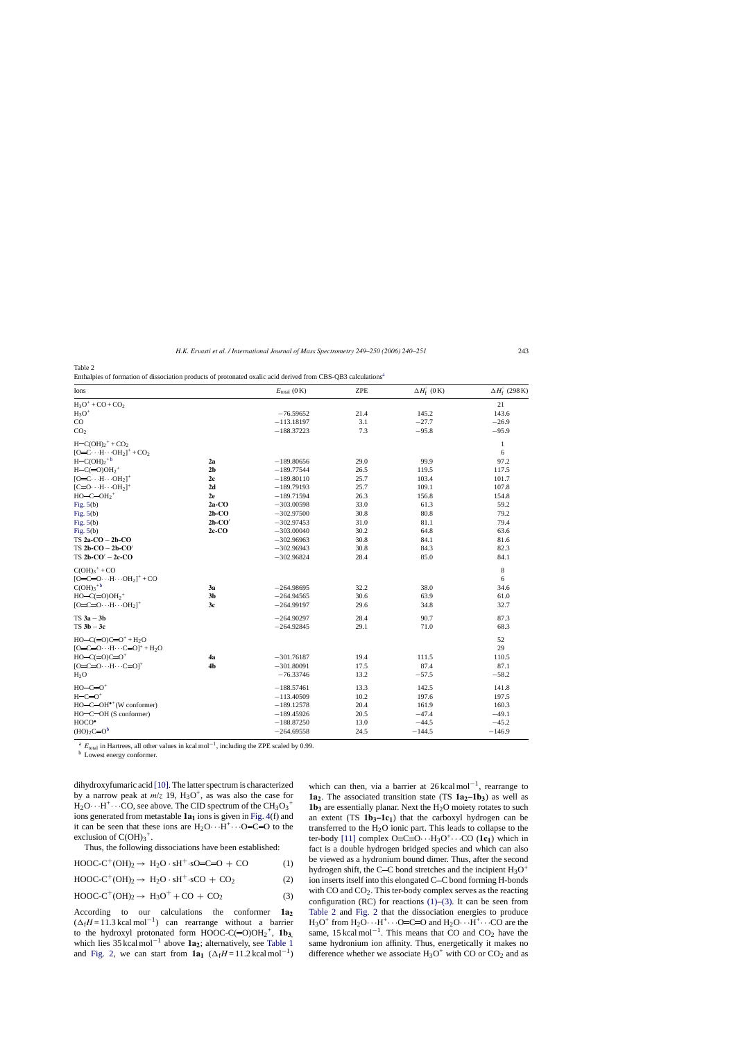Table 2
Enthalpies of formation of dissociation products of protonated oxalic acid derived from CBS-QB3 calculations[a]

| Ions | | $E_{total}$ (0 K) | ZPE | $\Delta H_f^{\circ}$ (0 K) | $\Delta H_f^{\circ}$ (298 K) |
|---|---|---|---|---|---|
| $H_3O^+ + CO + CO_2$ | | | | | 21 |
| $H_3O^+$ | | −76.59652 | 21.4 | 145.2 | 143.6 |
| CO | | −113.18197 | 3.1 | −27.7 | −26.9 |
| $CO_2$ | | −188.37223 | 7.3 | −95.8 | −95.9 |
| $H{-}C(OH)_2^+ + CO_2$ | | | | | 1 |
| $[O{=}C\cdots H\cdots OH_2]^+ + CO_2$ | | | | | 6 |
| $H{-}C(OH)_2^{+b}$ | **2a** | −189.80656 | 29.0 | 99.9 | 97.2 |
| $H{-}C({=}O)OH_2^+$ | **2b** | −189.77544 | 26.5 | 119.5 | 117.5 |
| $[O{=}C\cdots H\cdots OH_2]^+$ | **2c** | −189.80110 | 25.7 | 103.4 | 101.7 |
| $[C{=}O\cdots H\cdots OH_2]^+$ | **2d** | −189.79193 | 25.7 | 109.1 | 107.8 |
| $HO{-}C{-}OH_2^+$ | **2e** | −189.71594 | 26.3 | 156.8 | 154.8 |
| Fig. 5(b) | **2a-CO** | −303.00598 | 33.0 | 61.3 | 59.2 |
| Fig. 5(b) | **2b-CO** | −302.97500 | 30.8 | 80.8 | 79.2 |
| Fig. 5(b) | **2b-CO′** | −302.97453 | 31.0 | 81.1 | 79.4 |
| Fig. 5(b) | **2c-CO** | −303.00040 | 30.2 | 64.8 | 63.6 |
| TS **2a-CO − 2b-CO** | | −302.96963 | 30.8 | 84.1 | 81.6 |
| TS **2b-CO − 2b-CO′** | | −302.96943 | 30.8 | 84.3 | 82.3 |
| TS **2b-CO′ − 2c-CO** | | −302.96824 | 28.4 | 85.0 | 84.1 |
| $C(OH)_3^+ + CO$ | | | | | 8 |
| $[O{=}C{=}O\cdots H\cdots OH_2]^+ + CO$ | | | | | 6 |
| $C(OH)_3^{+b}$ | **3a** | −264.98695 | 32.2 | 38.0 | 34.6 |
| $HO{-}C({=}O)OH_2^+$ | **3b** | −264.94565 | 30.6 | 63.9 | 61.0 |
| $[O{=}C{=}O\cdots H\cdots OH_2]^+$ | **3c** | −264.99197 | 29.6 | 34.8 | 32.7 |
| TS **3a − 3b** | | −264.90297 | 28.4 | 90.7 | 87.3 |
| TS **3b − 3c** | | −264.92845 | 29.1 | 71.0 | 68.3 |
| $HO{-}C({=}O)C{=}O^+ + H_2O$ | | | | | 52 |
| $[O{-}C{=}O\cdots H\cdots C{-}O]^+ + H_2O$ | | | | | 29 |
| $HO{-}C({=}O)C{=}O^+$ | **4a** | −301.76187 | 19.4 | 111.5 | 110.5 |
| $[O{=}C{=}O\cdots H\cdots C{-}O]^+$ | **4b** | −301.80091 | 17.5 | 87.4 | 87.1 |
| $H_2O$ | | −76.33746 | 13.2 | −57.5 | −58.2 |
| $HO{-}C{=}O^+$ | | −188.57461 | 13.3 | 142.5 | 141.8 |
| $H{-}C{=}O^+$ | | −113.40509 | 10.2 | 197.6 | 197.5 |
| $HO{-}C{-}OH^{\bullet+}$ (W conformer) | | −189.12578 | 20.4 | 161.9 | 160.3 |
| $HO{-}C{-}OH$ (S conformer) | | −189.45926 | 20.5 | −47.4 | −49.1 |
| $HOCO^{\bullet}$ | | −188.87250 | 13.0 | −44.5 | −45.2 |
| $(HO)_2C{=}O^b$ | | −264.69558 | 24.5 | −144.5 | −146.9 |

[a] $E_{total}$ in Hartrees, all other values in kcal mol$^{-1}$, including the ZPE scaled by 0.99.
[b] Lowest energy conformer.

dihydroxyfumaric acid [10]. The latter spectrum is characterized by a narrow peak at $m/z$ 19, $H_3O^+$, as was also the case for $H_2O\cdots H^+\cdots CO$, see above. The CID spectrum of the $CH_3O_3^+$ ions generated from metastable **1a₁** ions is given in Fig. 4(f) and it can be seen that these ions are $H_2O\cdots H^+\cdots O{=}C{=}O$ to the exclusion of $C(OH)_3^+$.

Thus, the following dissociations have been established:

$$HOOC{-}C^+(OH)_2 \rightarrow H_2O\cdot sH^+\cdot sO{=}C{=}O + CO \quad (1)$$

$$HOOC{-}C^+(OH)_2 \rightarrow H_2O\cdot sH^+\cdot sCO + CO_2 \quad (2)$$

$$HOOC{-}C^+(OH)_2 \rightarrow H_3O^+ + CO + CO_2 \quad (3)$$

According to our calculations the conformer **1a₂** ($\Delta_f H = 11.3$ kcal mol$^{-1}$) can rearrange without a barrier to the hydroxyl protonated form $HOOC{-}C({=}O)OH_2^+$, **1b₃**, which lies 35 kcal mol$^{-1}$ above **1a₂**; alternatively, see Table 1 and Fig. 2, we can start from **1a₁** ($\Delta_f H = 11.2$ kcal mol$^{-1}$) which can then, via a barrier at 26 kcal mol$^{-1}$, rearrange to **1a₂**. The associated transition state (TS **1a₂–1b₃**) as well as **1b₃** are essentially planar. Next the $H_2O$ moiety rotates to such an extent (TS **1b₃–1c₁**) that the carboxyl hydrogen can be transferred to the $H_2O$ ionic part. This leads to collapse to the ter-body [11] complex $O{=}C{=}O\cdots H_3O^+\cdots CO$ (**1c₁**) which in fact is a double hydrogen bridged species and which can also be viewed as a hydronium bound dimer. Thus, after the second hydrogen shift, the C–C bond stretches and the incipient $H_3O^+$ ion inserts itself into this elongated C–C bond forming H-bonds with CO and $CO_2$. This ter-body complex serves as the reacting configuration (RC) for reactions (1)–(3). It can be seen from Table 2 and Fig. 2 that the dissociation energies to produce $H_3O^+$ from $H_2O\cdots H^+\cdots O{=}C{=}O$ and $H_2O\cdots H^+\cdots CO$ are the same, 15 kcal mol$^{-1}$. This means that CO and $CO_2$ have the same hydronium ion affinity. Thus, energetically it makes no difference whether we associate $H_3O^+$ with CO or $CO_2$ and as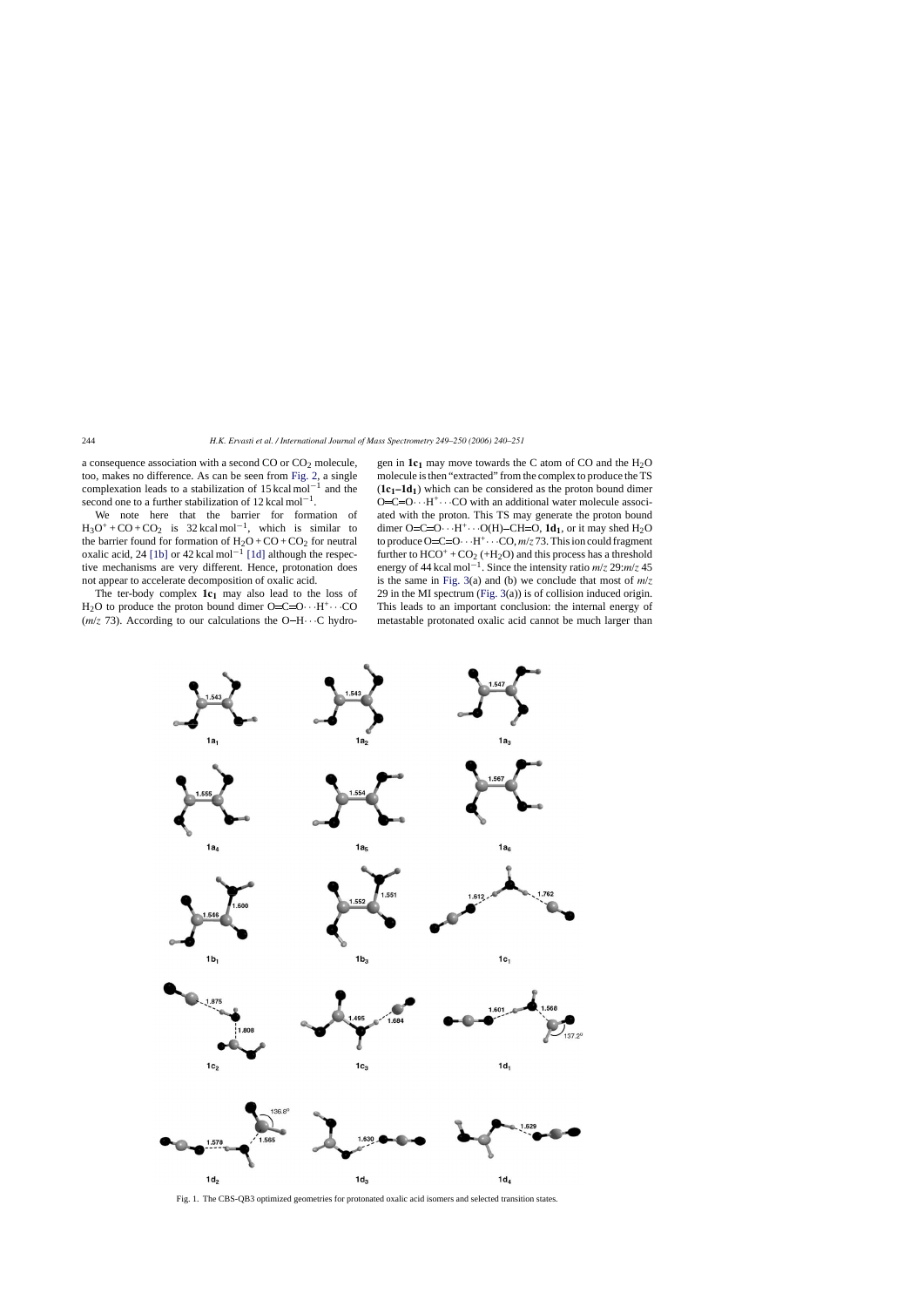a consequence association with a second CO or $CO_2$ molecule, too, makes no difference. As can be seen from Fig. 2, a single complexation leads to a stabilization of 15 kcal mol$^{-1}$ and the second one to a further stabilization of 12 kcal mol$^{-1}$.

We note here that the barrier for formation of $H_3O^+ + CO + CO_2$ is 32 kcal mol$^{-1}$, which is similar to the barrier found for formation of $H_2O + CO + CO_2$ for neutral oxalic acid, 24 [1b] or 42 kcal mol$^{-1}$ [1d] although the respective mechanisms are very different. Hence, protonation does not appear to accelerate decomposition of oxalic acid.

The ter-body complex **1c$_1$** may also lead to the loss of $H_2O$ to produce the proton bound dimer O=C=O···H$^+$···CO (*m/z* 73). According to our calculations the O–H···C hydrogen in **1c$_1$** may move towards the C atom of CO and the $H_2O$ molecule is then "extracted" from the complex to produce the TS (**1c$_1$–1d$_1$**) which can be considered as the proton bound dimer O=C=O···H$^+$···CO with an additional water molecule associated with the proton. This TS may generate the proton bound dimer O=C=O···H$^+$···O(H)–CH=O, **1d$_1$**, or it may shed $H_2O$ to produce O=C=O···H$^+$···CO, *m/z* 73. This ion could fragment further to $HCO^+ + CO_2$ (+$H_2O$) and this process has a threshold energy of 44 kcal mol$^{-1}$. Since the intensity ratio *m/z* 29:*m/z* 45 is the same in Fig. 3(a) and (b) we conclude that most of *m/z* 29 in the MI spectrum (Fig. 3(a)) is of collision induced origin. This leads to an important conclusion: the internal energy of metastable protonated oxalic acid cannot be much larger than

Fig. 1. The CBS-QB3 optimized geometries for protonated oxalic acid isomers and selected transition states.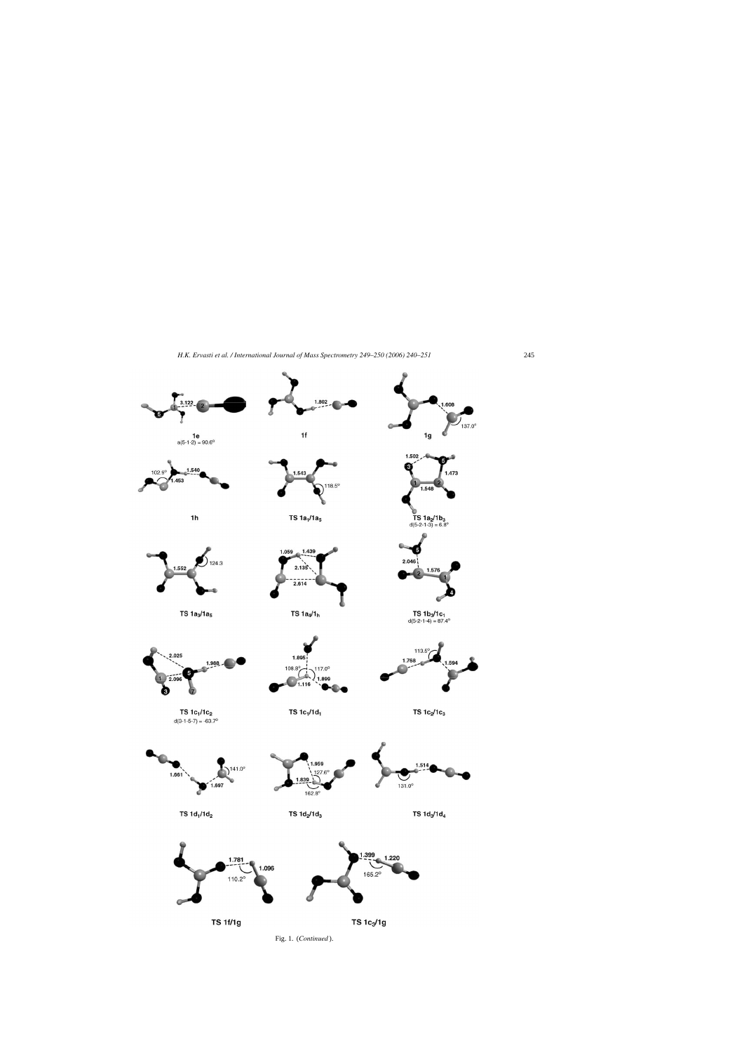Fig. 1. (*Continued*).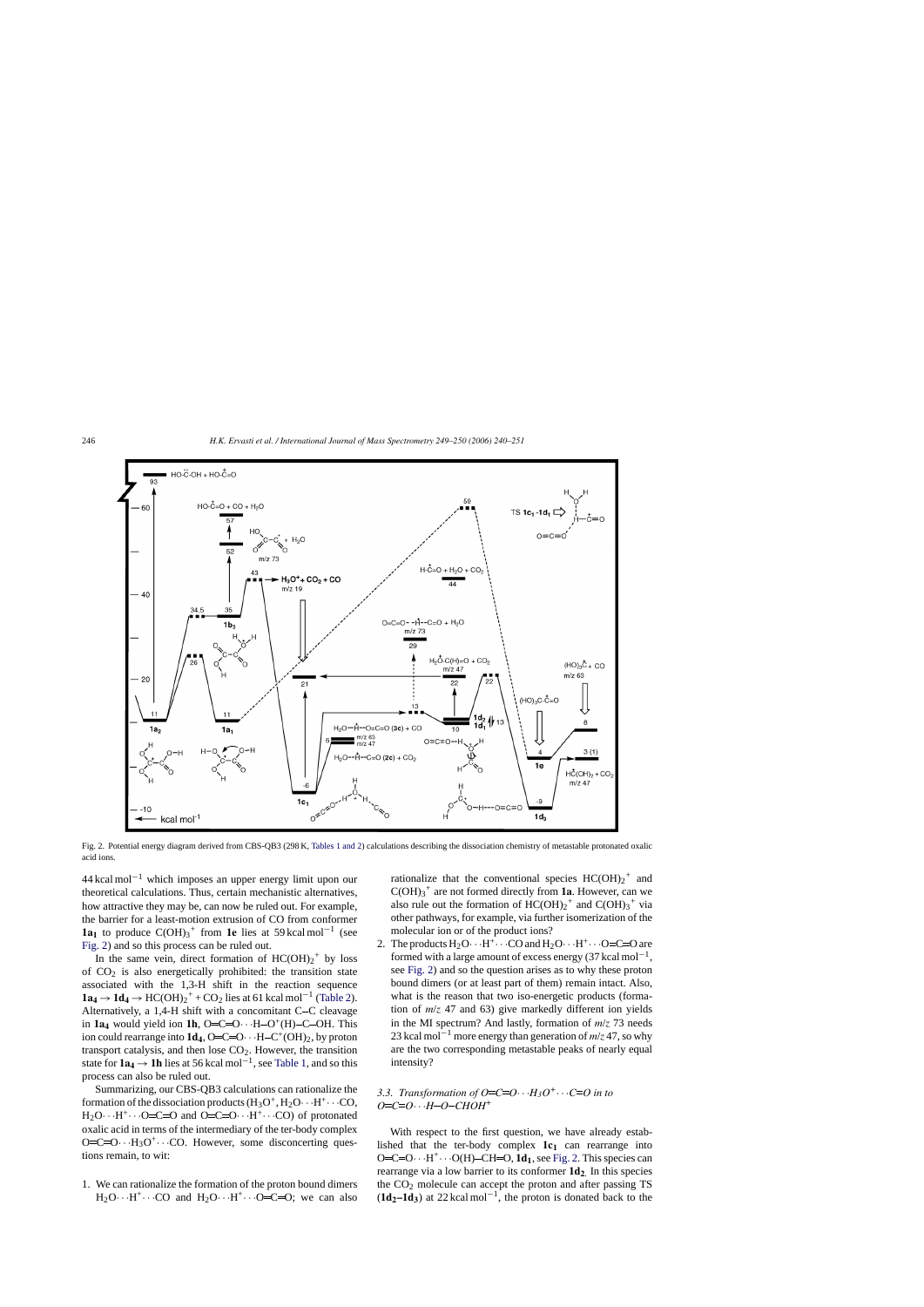Fig. 2. Potential energy diagram derived from CBS-QB3 (298 K, Tables 1 and 2) calculations describing the dissociation chemistry of metastable protonated oxalic acid ions.

44 kcal mol$^{-1}$ which imposes an upper energy limit upon our theoretical calculations. Thus, certain mechanistic alternatives, how attractive they may be, can now be ruled out. For example, the barrier for a least-motion extrusion of CO from conformer **1a$_1$** to produce $C(OH)_3{}^+$ from **1e** lies at 59 kcal mol$^{-1}$ (see Fig. 2) and so this process can be ruled out.

In the same vein, direct formation of $HC(OH)_2{}^+$ by loss of $CO_2$ is also energetically prohibited: the transition state associated with the 1,3-H shift in the reaction sequence **1a$_4$** → **1d$_4$** → $HC(OH)_2{}^+$ + $CO_2$ lies at 61 kcal mol$^{-1}$ (Table 2). Alternatively, a 1,4-H shift with a concomitant C–C cleavage in **1a$_4$** would yield ion **1h**, O=C=O···H–O$^+$(H)–C–OH. This ion could rearrange into **1d$_4$**, O=C=O···H–C$^+$(OH)$_2$, by proton transport catalysis, and then lose $CO_2$. However, the transition state for **1a$_4$** → **1h** lies at 56 kcal mol$^{-1}$, see Table 1, and so this process can also be ruled out.

Summarizing, our CBS-QB3 calculations can rationalize the formation of the dissociation products ($H_3O^+$, $H_2O$···$H^+$···CO, $H_2O$···$H^+$···O=C=O and O=C=O···$H^+$···CO) of protonated oxalic acid ions in terms of the intermediary of the ter-body complex O=C=O···$H_3O^+$···CO. However, some disconcerting questions remain, to wit:

1. We can rationalize the formation of the proton bound dimers $H_2O$···$H^+$···CO and $H_2O$···$H^+$···O=C=O; we can also rationalize that the conventional species $HC(OH)_2{}^+$ and $C(OH)_3{}^+$ are not formed directly from **1a**. However, can we also rule out the formation of $HC(OH)_2{}^+$ and $C(OH)_3{}^+$ via other pathways, for example, via further isomerization of the molecular ion or of the product ions?
2. The products $H_2O$···$H^+$···CO and $H_2O$···$H^+$···O=C=O are formed with a large amount of excess energy (37 kcal mol$^{-1}$, see Fig. 2) and so the question arises as to why these proton bound dimers (or at least part of them) remain intact. Also, what is the reason that two iso-energetic products (formation of $m/z$ 47 and 63) give markedly different ion yields in the MI spectrum? And lastly, formation of $m/z$ 73 needs 23 kcal mol$^{-1}$ more energy than generation of $m/z$ 47, so why are the two corresponding metastable peaks of nearly equal intensity?

### 3.3. Transformation of O=C=O···$H_3O^+$···C=O in to O=C=O···H–O–CHOH$^+$

With respect to the first question, we have already established that the ter-body complex **1c$_1$** can rearrange into O=C=O···$H^+$···O(H)–CH=O, **1d$_1$**, see Fig. 2. This species can rearrange via a low barrier to its conformer **1d$_2$**. In this species the $CO_2$ molecule can accept the proton and after passing TS (**1d$_2$**–**1d$_3$**) at 22 kcal mol$^{-1}$, the proton is donated back to the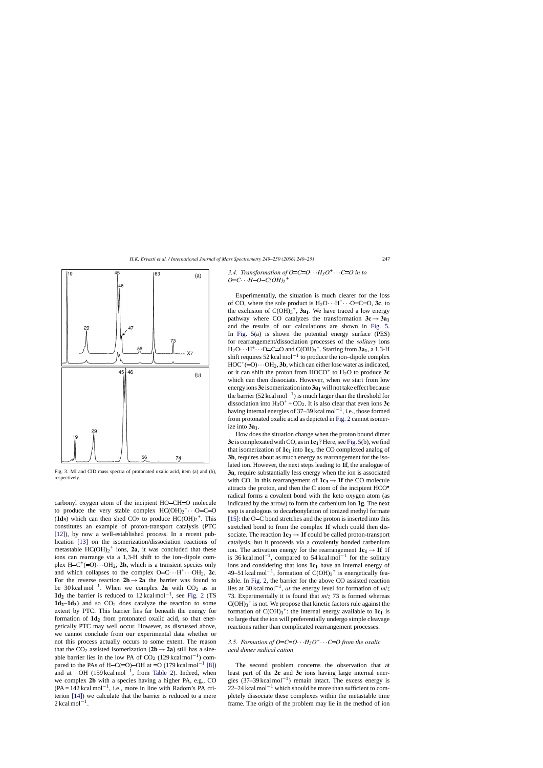Fig. 3. MI and CID mass spectra of protonated oxalic acid, item (a) and (b), respectively.

carbonyl oxygen atom of the incipient HO–CH=O molecule to produce the very stable complex $HC(OH)_2{}^+\cdots O{=}C{=}O$ (**1d₃**) which can then shed $CO_2$ to produce $HC(OH)_2{}^+$. This constitutes an example of proton-transport catalysis (PTC [12]), by now a well-established process. In a recent publication [13] on the isomerization/dissociation reactions of metastable $HC(OH)_2{}^+$ ions, **2a**, it was concluded that these ions can rearrange via a 1,3-H shift to the ion–dipole complex $H{-}C^+({=}O)\cdots OH_2$, **2b**, which is a transient species only and which collapses to the complex $O{=}C\cdots H^+\cdots OH_2$, **2c**. For the reverse reaction **2b** → **2a** the barrier was found to be 30 kcal mol$^{-1}$. When we complex **2a** with $CO_2$ as in **1d₂** the barrier is reduced to 12 kcal mol$^{-1}$, see Fig. 2 (TS **1d₂**–**1d₃**) and so $CO_2$ does catalyze the reaction to some extent by PTC. This barrier lies far beneath the energy for formation of **1d₂** from protonated oxalic acid, so that energetically PTC may well occur. However, as discussed above, we cannot conclude from our experimental data whether or not this process actually occurs to some extent. The reason that the $CO_2$ assisted isomerization (**2b** → **2a**) still has a sizeable barrier lies in the low PA of $CO_2$ (129 kcal mol$^{-1}$) compared to the PAs of H–C(=O)–OH at =O (179 kcal mol$^{-1}$ [8]) and at –OH (159 kcal mol$^{-1}$, from Table 2). Indeed, when we complex **2b** with a species having a higher PA, e.g., CO (PA = 142 kcal mol$^{-1}$, i.e., more in line with Radom's PA criterion [14]) we calculate that the barrier is reduced to a mere 2 kcal mol$^{-1}$.

### *3.4. Transformation of O=C=O···H₃O⁺···C=O in to O=C···H–O–C(OH)₂⁺*

Experimentally, the situation is much clearer for the loss of CO, where the sole product is $H_2O\cdots H^+\cdots O{=}C{=}O$, **3c**, to the exclusion of $C(OH)_3{}^+$, **3a₁**. We have traced a low energy pathway where CO catalyzes the transformation **3c** → **3a₁** and the results of our calculations are shown in Fig. 5. In Fig. 5(a) is shown the potential energy surface (PES) for rearrangement/dissociation processes of the *solitary* ions $H_2O\cdots H^+\cdots O{=}C{=}O$ and $C(OH)_3{}^+$. Starting from **3a₁**, a 1,3-H shift requires 52 kcal mol$^{-1}$ to produce the ion–dipole complex $HOC^+({=}O)\cdots OH_2$, **3b**, which can either lose water as indicated, or it can shift the proton from $HOCO^+$ to $H_2O$ to produce **3c** which can then dissociate. However, when we start from low energy ions **3c** isomerization into **3a₁** will not take effect because the barrier (52 kcal mol$^{-1}$) is much larger than the threshold for dissociation into $H_3O^+ + CO_2$. It is also clear that even ions **3c** having internal energies of 37–39 kcal mol$^{-1}$, i.e., those formed from protonated oxalic acid as depicted in Fig. 2 cannot isomerize into **3a₁**.

How does the situation change when the proton bound dimer **3c** is complexated with CO, as in **1c₁**? Here, see Fig. 5(b), we find that isomerization of **1c₁** into **1c₃**, the CO complexed analog of **3b**, requires about as much energy as rearrangement for the isolated ion. However, the next steps leading to **1f**, the analogue of **3a**, require substantially less energy when the ion is associated with CO. In this rearrangement of **1c₃** → **1f** the CO molecule attracts the proton, and then the C atom of the incipient $HCO^\bullet$ radical forms a covalent bond with the keto oxygen atom (as indicated by the arrow) to form the carbenium ion **1g**. The next step is analogous to decarbonylation of ionized methyl formate [15]: the O–C bond stretches and the proton is inserted into this stretched bond to from the complex **1f** which could then dissociate. The reaction **1c₃** → **1f** could be called proton-transport catalysis, but it proceeds via a covalently bonded carbenium ion. The activation energy for the rearrangement **1c₁** → **1f** 1f is 36 kcal mol$^{-1}$, compared to 54 kcal mol$^{-1}$ for the solitary ions and considering that ions **1c₁** have an internal energy of 49–51 kcal mol$^{-1}$, formation of $C(OH)_3{}^+$ is energetically feasible. In Fig. 2, the barrier for the above CO assisted reaction lies at 30 kcal mol$^{-1}$, *at* the energy level for formation of *m/z* 73. Experimentally it is found that *m/z* 73 is formed whereas $C(OH)_3{}^+$ is not. We propose that kinetic factors rule against the formation of $C(OH)_3{}^+$: the internal energy available to **1c₁** is so large that the ion will preferentially undergo simple cleavage reactions rather than complicated rearrangement processes.

### *3.5. Formation of O=C=O···H₃O⁺···C=O from the oxalic acid dimer radical cation*

The second problem concerns the observation that at least part of the **2c** and **3c** ions having large internal energies (37–39 kcal mol$^{-1}$) remain intact. The excess energy is 22–24 kcal mol$^{-1}$ which should be more than sufficient to completely dissociate these complexes within the metastable time frame. The origin of the problem may lie in the method of ion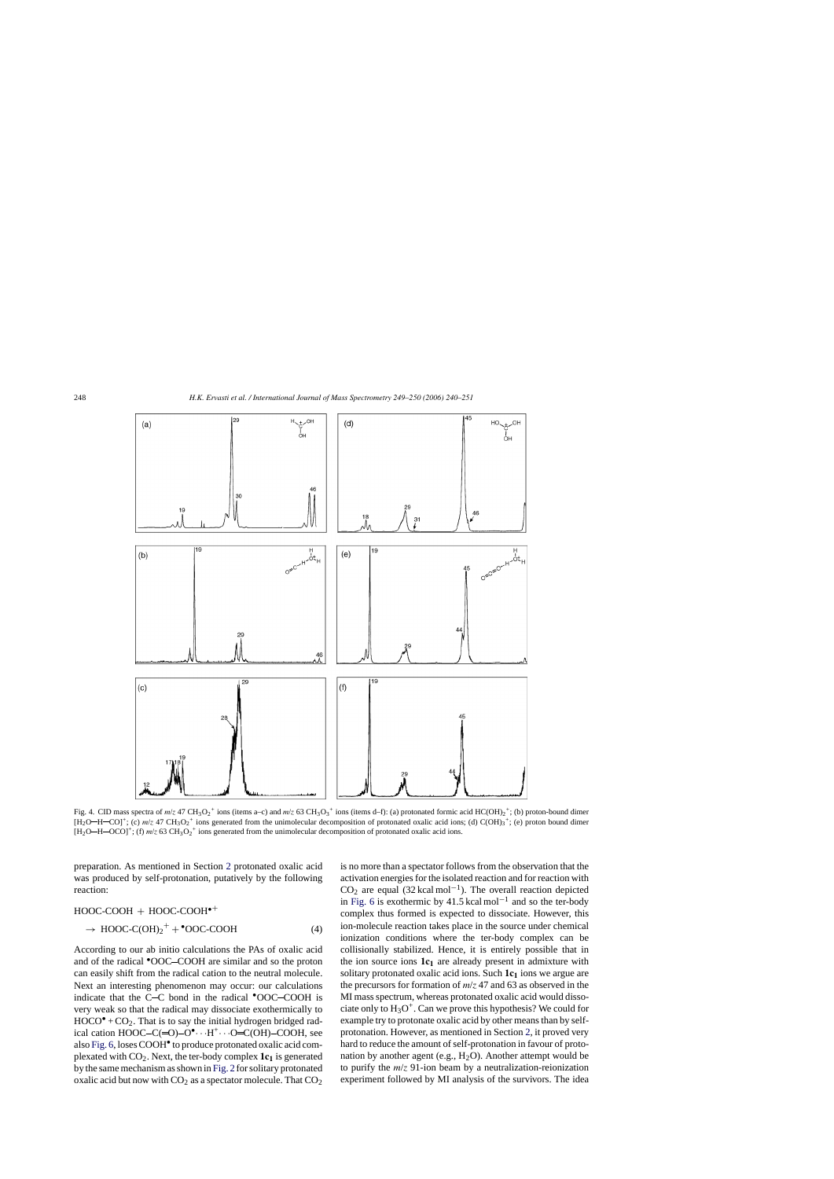Fig. 4. CID mass spectra of $m/z$ 47 $CH_3O_2^+$ ions (items a–c) and $m/z$ 63 $CH_3O_3^+$ ions (items d–f): (a) protonated formic acid $HC(OH)_2^+$; (b) proton-bound dimer $[H_2O—H—CO]^+$; (c) $m/z$ 47 $CH_3O_2^+$ ions generated from the unimolecular decomposition of protonated oxalic acid ions; (d) $C(OH)_3^+$; (e) proton bound dimer $[H_2O—H—OCO]^+$; (f) $m/z$ 63 $CH_3O_2^+$ ions generated from the unimolecular decomposition of protonated oxalic acid ions.

preparation. As mentioned in Section 2 protonated oxalic acid was produced by self-protonation, putatively by the following reaction:

$$\text{HOOC-COOH} + \text{HOOC-COOH}^{\bullet +} \rightarrow \text{HOOC-C(OH)}_2{}^+ + {}^{\bullet}\text{OOC-COOH} \quad (4)$$

According to our ab initio calculations the PAs of oxalic acid and of the radical $^{\bullet}$OOC–COOH are similar and so the proton can easily shift from the radical cation to the neutral molecule. Next an interesting phenomenon may occur: our calculations indicate that the C–C bond in the radical $^{\bullet}$OOC–COOH is very weak so that the radical may dissociate exothermically to $HOCO^{\bullet} + CO_2$. That is to say the initial hydrogen bridged radical cation HOOC–C(=O)–O$^{\bullet}\cdots$H$^+\cdots$O=C(OH)–COOH, see also Fig. 6, loses COOH$^{\bullet}$ to produce protonated oxalic acid complexated with $CO_2$. Next, the ter-body complex $\mathbf{1c_1}$ is generated by the same mechanism as shown in Fig. 2 for solitary protonated oxalic acid but now with $CO_2$ as a spectator molecule. That $CO_2$ is no more than a spectator follows from the observation that the activation energies for the isolated reaction and for reaction with $CO_2$ are equal (32 kcal mol$^{-1}$). The overall reaction depicted in Fig. 6 is exothermic by 41.5 kcal mol$^{-1}$ and so the ter-body complex thus formed is expected to dissociate. However, this ion-molecule reaction takes place in the source under chemical ionization conditions where the ter-body complex can be collisionally stabilized. Hence, it is entirely possible that in the ion source ions $\mathbf{1c_1}$ are already present in admixture with solitary protonated oxalic acid ions. Such $\mathbf{1c_1}$ ions we argue are the precursors for formation of $m/z$ 47 and 63 as observed in the MI mass spectrum, whereas protonated oxalic acid would dissociate only to $H_3O^+$. Can we prove this hypothesis? We could for example try to protonate oxalic acid by other means than by self-protonation. However, as mentioned in Section 2, it proved very hard to reduce the amount of self-protonation in favour of protonation by another agent (e.g., $H_2O$). Another attempt would be to purify the $m/z$ 91-ion beam by a neutralization-reionization experiment followed by MI analysis of the survivors. The idea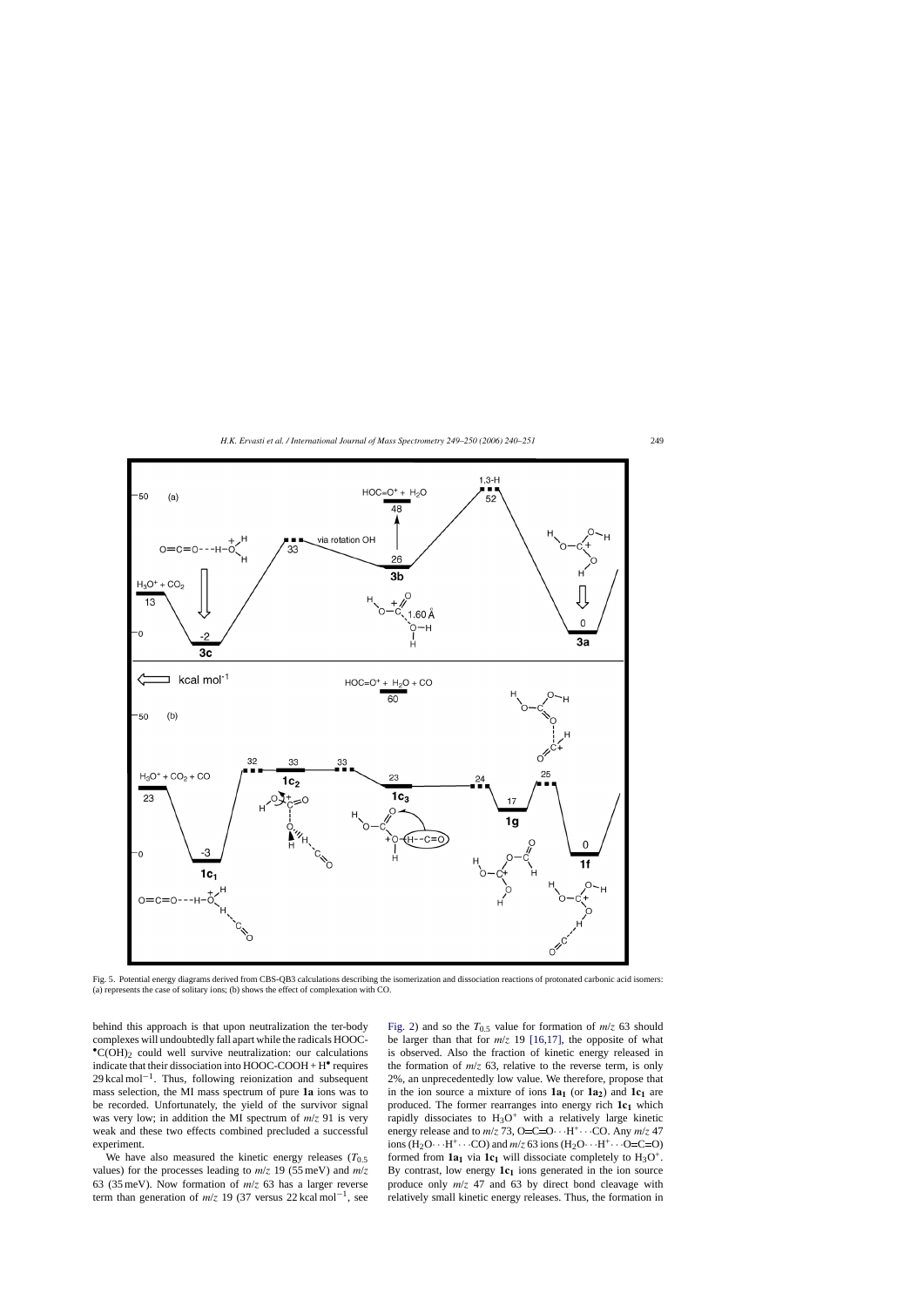Fig. 5. Potential energy diagrams derived from CBS-QB3 calculations describing the isomerization and dissociation reactions of protonated carbonic acid isomers: (a) represents the case of solitary ions; (b) shows the effect of complexation with CO.

behind this approach is that upon neutralization the ter-body complexes will undoubtedly fall apart while the radicals HOOC-$^{\bullet}C(OH)_2$ could well survive neutralization: our calculations indicate that their dissociation into HOOC-COOH + $H^{\bullet}$ requires $29\,kcal\,mol^{-1}$. Thus, following reionization and subsequent mass selection, the MI mass spectrum of pure **1a** ions was to be recorded. Unfortunately, the yield of the survivor signal was very low; in addition the MI spectrum of $m/z$ 91 is very weak and these two effects combined precluded a successful experiment.

We have also measured the kinetic energy releases ($T_{0.5}$ values) for the processes leading to $m/z$ 19 (55 meV) and $m/z$ 63 (35 meV). Now formation of $m/z$ 63 has a larger reverse term than generation of $m/z$ 19 (37 versus $22\,kcal\,mol^{-1}$, see Fig. 2) and so the $T_{0.5}$ value for formation of $m/z$ 63 should be larger than that for $m/z$ 19 [16,17], the opposite of what is observed. Also the fraction of kinetic energy released in the formation of $m/z$ 63, relative to the reverse term, is only 2%, an unprecedentedly low value. We therefore, propose that in the ion source a mixture of ions $\mathbf{1a_1}$ (or $\mathbf{1a_2}$) and $\mathbf{1c_1}$ are produced. The former rearranges into energy rich $\mathbf{1c_1}$ which rapidly dissociates to $H_3O^+$ with a relatively large kinetic energy release and to $m/z$ 73, $O{=}C{=}O\cdots H^+\cdots CO$. Any $m/z$ 47 ions ($H_2O\cdots H^+\cdots CO$) and $m/z$ 63 ions ($H_2O\cdots H^+\cdots O{=}C{=}O$) formed from $\mathbf{1a_1}$ via $\mathbf{1c_1}$ will dissociate completely to $H_3O^+$. By contrast, low energy $\mathbf{1c_1}$ ions generated in the ion source produce only $m/z$ 47 and 63 by direct bond cleavage with relatively small kinetic energy releases. Thus, the formation in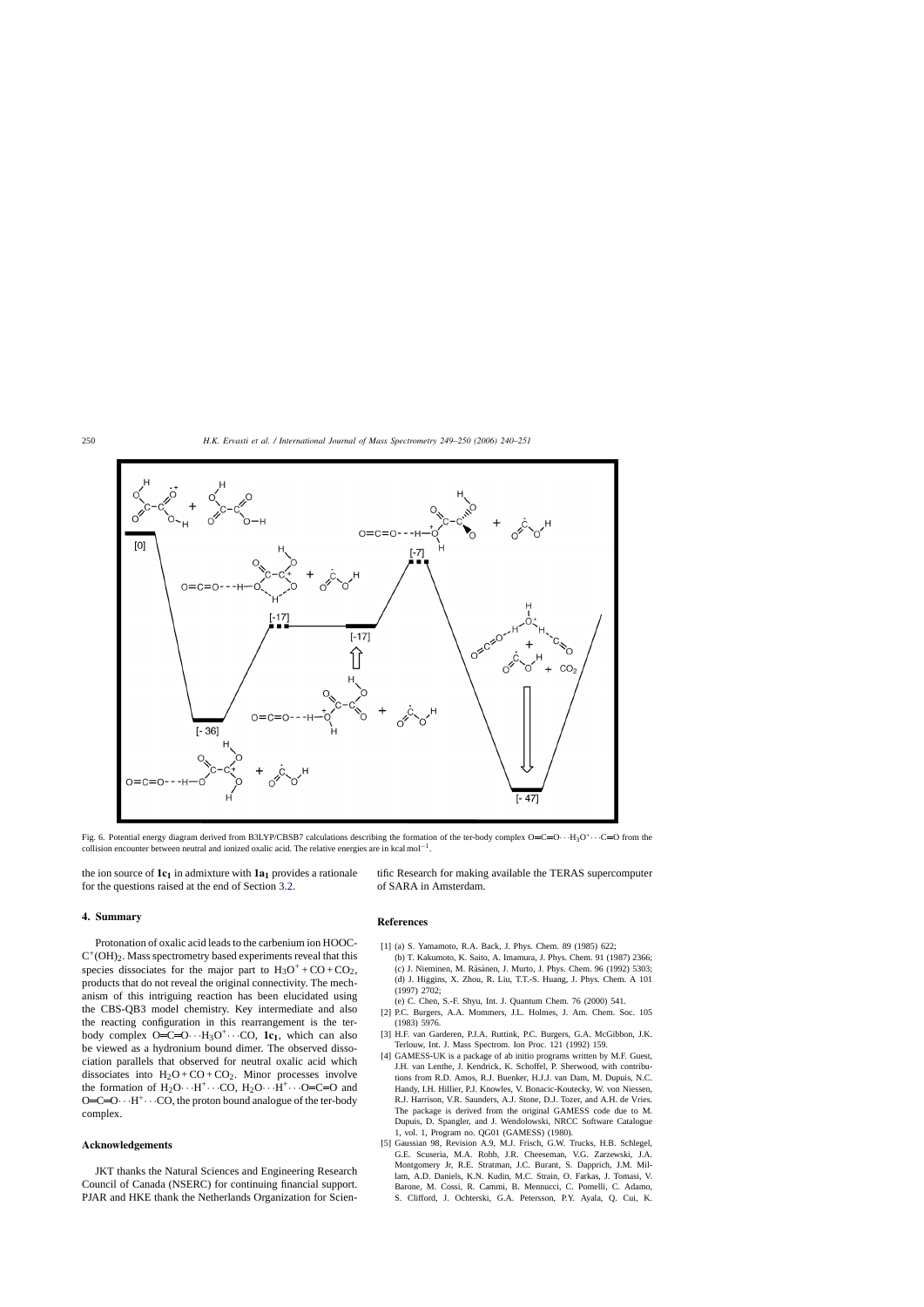Fig. 6. Potential energy diagram derived from B3LYP/CBSB7 calculations describing the formation of the ter-body complex $O{=}C{=}O\cdots H_3O^+\cdots C{\equiv}O$ from the collision encounter between neutral and ionized oxalic acid. The relative energies are in kcal $mol^{-1}$.

the ion source of $\mathbf{1c_1}$ in admixture with $\mathbf{1a_1}$ provides a rationale for the questions raised at the end of Section 3.2.

## 4. Summary

Protonation of oxalic acid leads to the carbenium ion HOOC-$C^+(OH)_2$. Mass spectrometry based experiments reveal that this species dissociates for the major part to $H_3O^+ + CO + CO_2$, products that do not reveal the original connectivity. The mechanism of this intriguing reaction has been elucidated using the CBS-QB3 model chemistry. Key intermediate and also the reacting configuration in this rearrangement is the ter-body complex $O{=}C{=}O\cdots H_3O^+\cdots CO$, $\mathbf{1c_1}$, which can also be viewed as a hydronium bound dimer. The observed dissociation parallels that observed for neutral oxalic acid which dissociates into $H_2O + CO + CO_2$. Minor processes involve the formation of $H_2O\cdots H^+\cdots CO$, $H_2O\cdots H^+\cdots O{=}C{=}O$ and $O{=}C{=}O\cdots H^+\cdots CO$, the proton bound analogue of the ter-body complex.

## Acknowledgements

JKT thanks the Natural Sciences and Engineering Research Council of Canada (NSERC) for continuing financial support. PJAR and HKE thank the Netherlands Organization for Scientific Research for making available the TERAS supercomputer of SARA in Amsterdam.

## References

[1] (a) S. Yamamoto, R.A. Back, J. Phys. Chem. 89 (1985) 622;
(b) T. Kakumoto, K. Saito, A. Imamura, J. Phys. Chem. 91 (1987) 2366;
(c) J. Nieminen, M. Räsänen, J. Murto, J. Phys. Chem. 96 (1992) 5303;
(d) J. Higgins, X. Zhou, R. Liu, T.T.-S. Huang, J. Phys. Chem. A 101 (1997) 2702;
(e) C. Chen, S.-F. Shyu, Int. J. Quantum Chem. 76 (2000) 541.

[2] P.C. Burgers, A.A. Mommers, J.L. Holmes, J. Am. Chem. Soc. 105 (1983) 5976.

[3] H.F. van Garderen, P.J.A. Ruttink, P.C. Burgers, G.A. McGibbon, J.K. Terlouw, Int. J. Mass Spectrom. Ion Proc. 121 (1992) 159.

[4] GAMESS-UK is a package of ab initio programs written by M.F. Guest, J.H. van Lenthe, J. Kendrick, K. Schoffel, P. Sherwood, with contributions from R.D. Amos, R.J. Buenker, H.J.J. van Dam, M. Dupuis, N.C. Handy, I.H. Hillier, P.J. Knowles, V. Bonacic-Koutecky, W. von Niessen, R.J. Harrison, V.R. Saunders, A.J. Stone, D.J. Tozer, and A.H. de Vries. The package is derived from the original GAMESS code due to M. Dupuis, D. Spangler, and J. Wendolowski, NRCC Software Catalogue 1, vol. 1, Program no. QG01 (GAMESS) (1980).

[5] Gaussian 98, Revision A.9, M.J. Frisch, G.W. Trucks, H.B. Schlegel, G.E. Scuseria, M.A. Robb, J.R. Cheeseman, V.G. Zakrzewski, J.A. Montgomery Jr, R.E. Stratman, J.C. Burant, S. Dapprich, J.M. Millam, A.D. Daniels, K.N. Kudin, M.C. Strain, O. Farkas, J. Tomasi, V. Barone, M. Cossi, R. Cammi, B. Mennucci, C. Pomelli, C. Adamo, S. Clifford, J. Ochterski, G.A. Petersson, P.Y. Ayala, Q. Cui, K.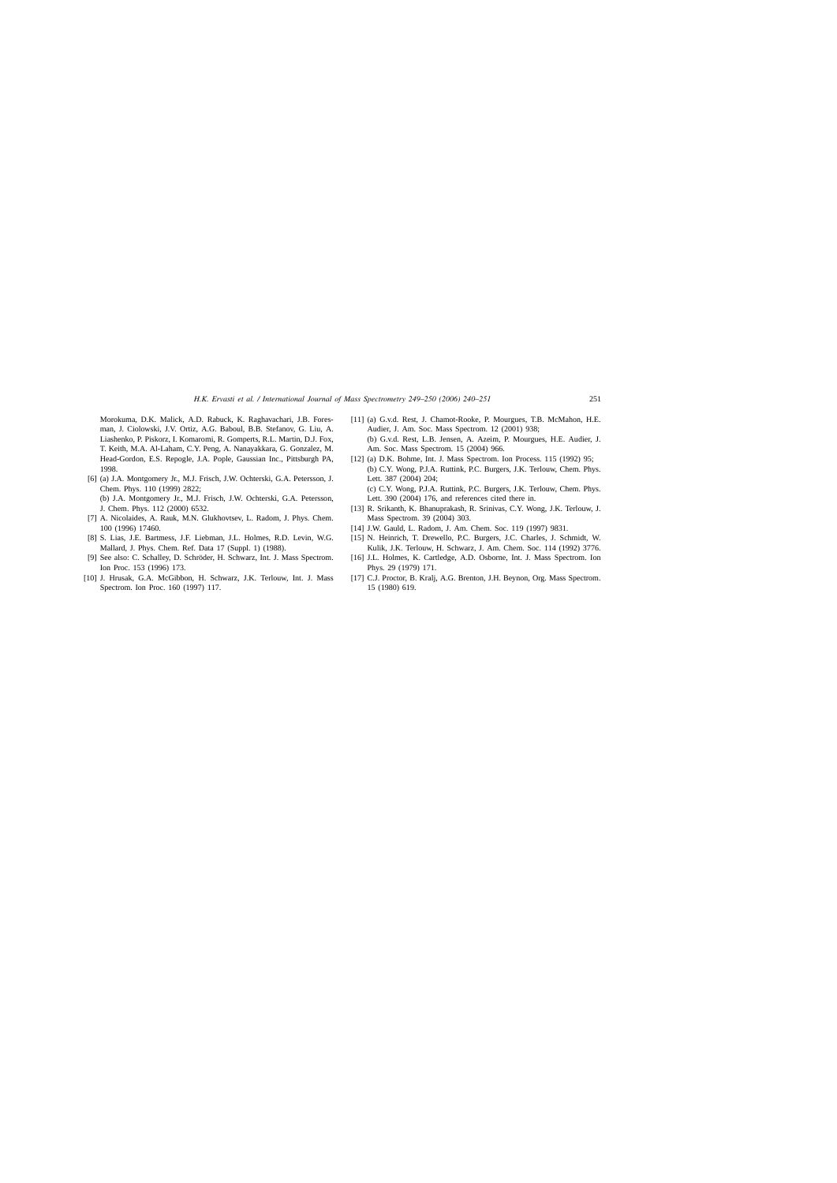Morokuma, D.K. Malick, A.D. Rabuck, K. Raghavachari, J.B. Foresman, J. Ciolowski, J.V. Ortiz, A.G. Baboul, B.B. Stefanov, G. Liu, A. Liashenko, P. Piskorz, I. Komaromi, R. Gomperts, R.L. Martin, D.J. Fox, T. Keith, M.A. Al-Laham, C.Y. Peng, A. Nanayakkara, G. Gonzalez, M. Head-Gordon, E.S. Repogle, J.A. Pople, Gaussian Inc., Pittsburgh PA, 1998.

[6] (a) J.A. Montgomery Jr., M.J. Frisch, J.W. Ochterski, G.A. Petersson, J. Chem. Phys. 110 (1999) 2822;
(b) J.A. Montgomery Jr., M.J. Frisch, J.W. Ochterski, G.A. Petersson, J. Chem. Phys. 112 (2000) 6532.

[7] A. Nicolaides, A. Rauk, M.N. Glukhovtsev, L. Radom, J. Phys. Chem. 100 (1996) 17460.

[8] S. Lias, J.E. Bartmess, J.F. Liebman, J.L. Holmes, R.D. Levin, W.G. Mallard, J. Phys. Chem. Ref. Data 17 (Suppl. 1) (1988).

[9] See also: C. Schalley, D. Schröder, H. Schwarz, Int. J. Mass Spectrom. Ion Proc. 153 (1996) 173.

[10] J. Hrusak, G.A. McGibbon, H. Schwarz, J.K. Terlouw, Int. J. Mass Spectrom. Ion Proc. 160 (1997) 117.

[11] (a) G.v.d. Rest, J. Chamot-Rooke, P. Mourgues, T.B. McMahon, H.E. Audier, J. Am. Soc. Mass Spectrom. 12 (2001) 938;
(b) G.v.d. Rest, L.B. Jensen, A. Azeim, P. Mourgues, H.E. Audier, J. Am. Soc. Mass Spectrom. 15 (2004) 966.

[12] (a) D.K. Bohme, Int. J. Mass Spectrom. Ion Process. 115 (1992) 95;
(b) C.Y. Wong, P.J.A. Ruttink, P.C. Burgers, J.K. Terlouw, Chem. Phys. Lett. 387 (2004) 204;
(c) C.Y. Wong, P.J.A. Ruttink, P.C. Burgers, J.K. Terlouw, Chem. Phys. Lett. 390 (2004) 176, and references cited there in.

[13] R. Srikanth, K. Bhanuprakash, R. Srinivas, C.Y. Wong, J.K. Terlouw, J. Mass Spectrom. 39 (2004) 303.

[14] J.W. Gauld, L. Radom, J. Am. Chem. Soc. 119 (1997) 9831.

[15] N. Heinrich, T. Drewello, P.C. Burgers, J.C. Charles, J. Schmidt, W. Kulik, J.K. Terlouw, H. Schwarz, J. Am. Chem. Soc. 114 (1992) 3776.

[16] J.L. Holmes, K. Cartledge, A.D. Osborne, Int. J. Mass Spectrom. Ion Phys. 29 (1979) 171.

[17] C.J. Proctor, B. Kralj, A.G. Brenton, J.H. Beynon, Org. Mass Spectrom. 15 (1980) 619.